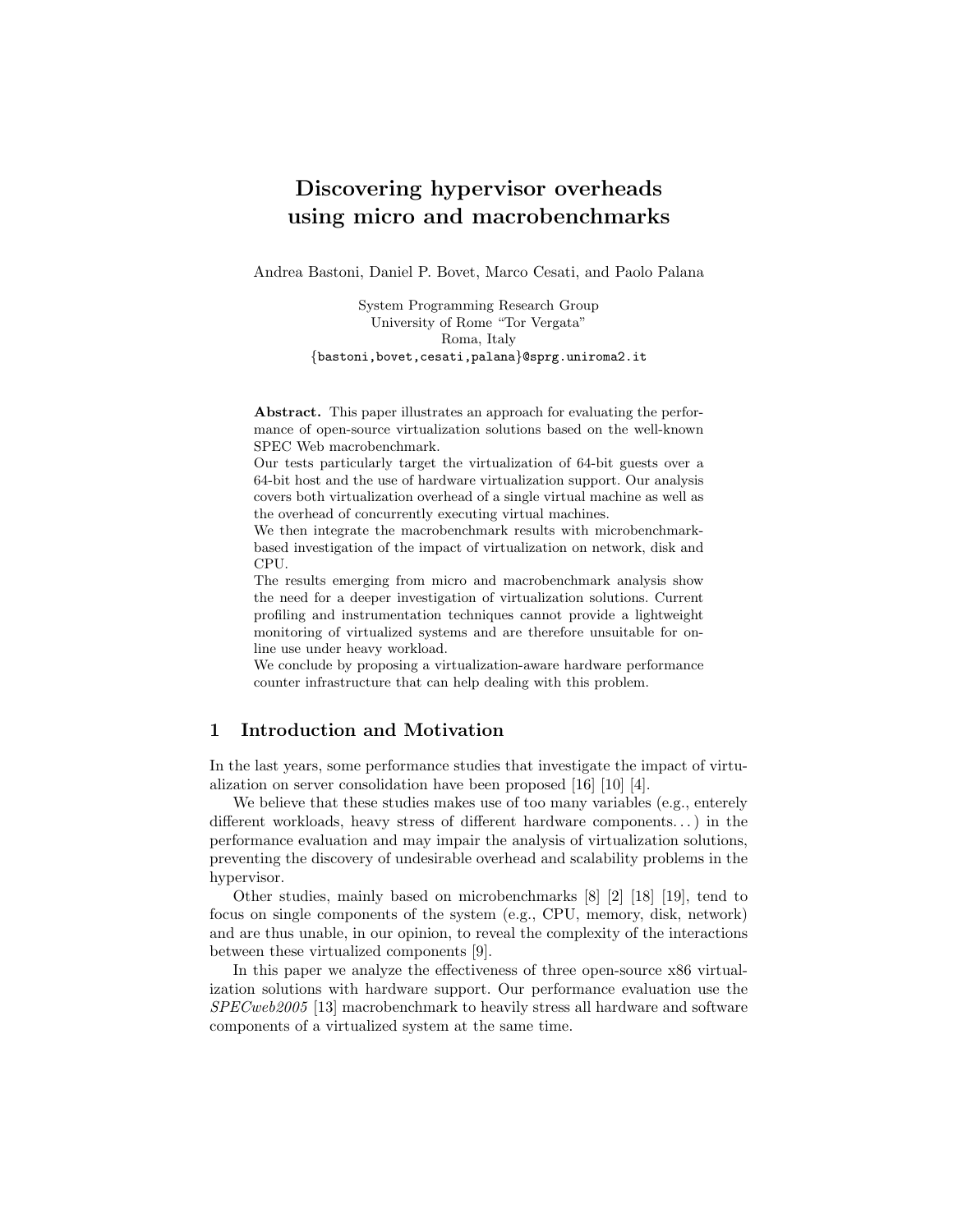# Discovering hypervisor overheads using micro and macrobenchmarks

Andrea Bastoni, Daniel P. Bovet, Marco Cesati, and Paolo Palana

System Programming Research Group
University of Rome "Tor Vergata"
Roma, Italy
{bastoni,bovet,cesati,palana}@sprg.uniroma2.it

**Abstract.** This paper illustrates an approach for evaluating the performance of open-source virtualization solutions based on the well-known SPEC Web macrobenchmark.
Our tests particularly target the virtualization of 64-bit guests over a 64-bit host and the use of hardware virtualization support. Our analysis covers both virtualization overhead of a single virtual machine as well as the overhead of concurrently executing virtual machines.
We then integrate the macrobenchmark results with microbenchmark-based investigation of the impact of virtualization on network, disk and CPU.
The results emerging from micro and macrobenchmark analysis show the need for a deeper investigation of virtualization solutions. Current profiling and instrumentation techniques cannot provide a lightweight monitoring of virtualized systems and are therefore unsuitable for on-line use under heavy workload.
We conclude by proposing a virtualization-aware hardware performance counter infrastructure that can help dealing with this problem.

## 1 Introduction and Motivation

In the last years, some performance studies that investigate the impact of virtualization on server consolidation have been proposed [16] [10] [4].

We believe that these studies makes use of too many variables (e.g., enterely different workloads, heavy stress of different hardware components. . . ) in the performance evaluation and may impair the analysis of virtualization solutions, preventing the discovery of undesirable overhead and scalability problems in the hypervisor.

Other studies, mainly based on microbenchmarks [8] [2] [18] [19], tend to focus on single components of the system (e.g., CPU, memory, disk, network) and are thus unable, in our opinion, to reveal the complexity of the interactions between these virtualized components [9].

In this paper we analyze the effectiveness of three open-source x86 virtualization solutions with hardware support. Our performance evaluation use the *SPECweb2005* [13] macrobenchmark to heavily stress all hardware and software components of a virtualized system at the same time.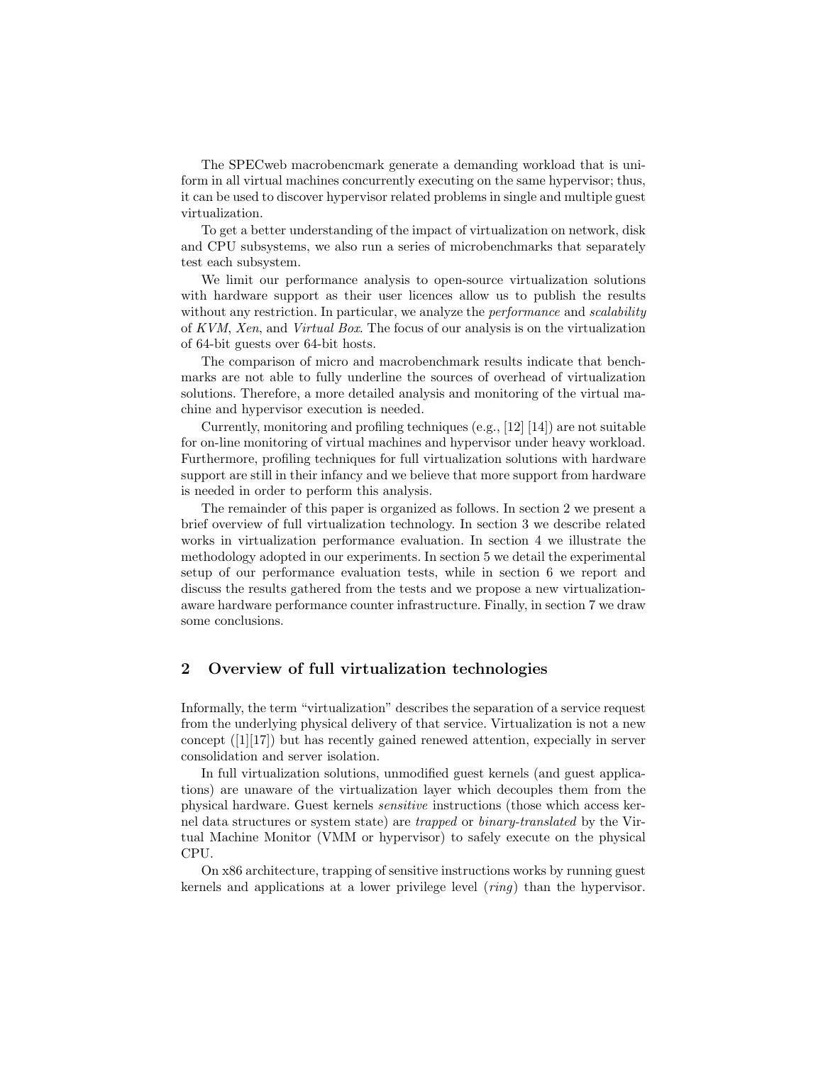The SPECweb macrobencmark generate a demanding workload that is uniform in all virtual machines concurrently executing on the same hypervisor; thus, it can be used to discover hypervisor related problems in single and multiple guest virtualization.

To get a better understanding of the impact of virtualization on network, disk and CPU subsystems, we also run a series of microbenchmarks that separately test each subsystem.

We limit our performance analysis to open-source virtualization solutions with hardware support as their user licences allow us to publish the results without any restriction. In particular, we analyze the *performance* and *scalability* of *KVM*, *Xen*, and *Virtual Box*. The focus of our analysis is on the virtualization of 64-bit guests over 64-bit hosts.

The comparison of micro and macrobenchmark results indicate that benchmarks are not able to fully underline the sources of overhead of virtualization solutions. Therefore, a more detailed analysis and monitoring of the virtual machine and hypervisor execution is needed.

Currently, monitoring and profiling techniques (e.g., [12] [14]) are not suitable for on-line monitoring of virtual machines and hypervisor under heavy workload. Furthermore, profiling techniques for full virtualization solutions with hardware support are still in their infancy and we believe that more support from hardware is needed in order to perform this analysis.

The remainder of this paper is organized as follows. In section 2 we present a brief overview of full virtualization technology. In section 3 we describe related works in virtualization performance evaluation. In section 4 we illustrate the methodology adopted in our experiments. In section 5 we detail the experimental setup of our performance evaluation tests, while in section 6 we report and discuss the results gathered from the tests and we propose a new virtualization-aware hardware performance counter infrastructure. Finally, in section 7 we draw some conclusions.

## 2 Overview of full virtualization technologies

Informally, the term "virtualization" describes the separation of a service request from the underlying physical delivery of that service. Virtualization is not a new concept ([1][17]) but has recently gained renewed attention, expecially in server consolidation and server isolation.

In full virtualization solutions, unmodified guest kernels (and guest applications) are unaware of the virtualization layer which decouples them from the physical hardware. Guest kernels *sensitive* instructions (those which access kernel data structures or system state) are *trapped* or *binary-translated* by the Virtual Machine Monitor (VMM or hypervisor) to safely execute on the physical CPU.

On x86 architecture, trapping of sensitive instructions works by running guest kernels and applications at a lower privilege level (*ring*) than the hypervisor.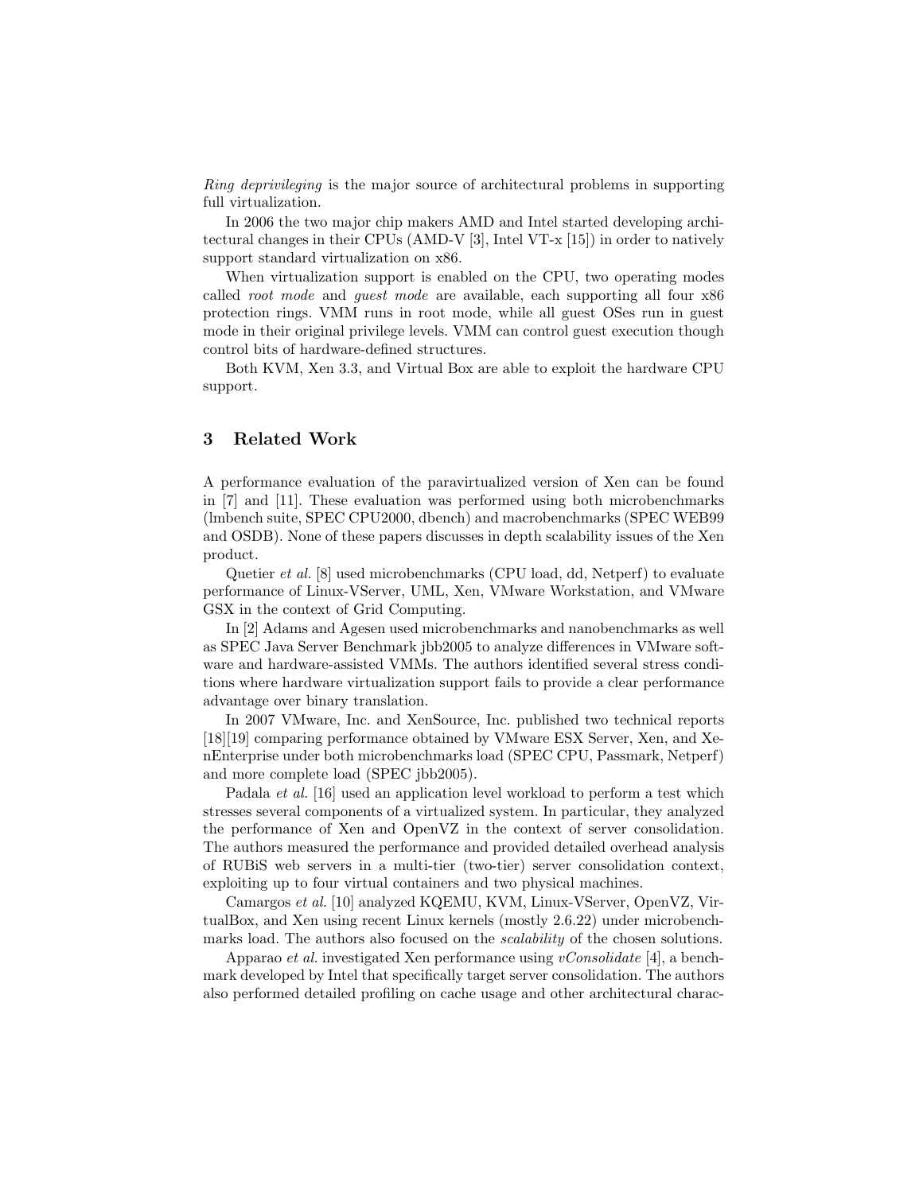*Ring deprivileging* is the major source of architectural problems in supporting full virtualization.

In 2006 the two major chip makers AMD and Intel started developing architectural changes in their CPUs (AMD-V [3], Intel VT-x [15]) in order to natively support standard virtualization on x86.

When virtualization support is enabled on the CPU, two operating modes called *root mode* and *guest mode* are available, each supporting all four x86 protection rings. VMM runs in root mode, while all guest OSes run in guest mode in their original privilege levels. VMM can control guest execution though control bits of hardware-defined structures.

Both KVM, Xen 3.3, and Virtual Box are able to exploit the hardware CPU support.

## 3 Related Work

A performance evaluation of the paravirtualized version of Xen can be found in [7] and [11]. These evaluation was performed using both microbenchmarks (lmbench suite, SPEC CPU2000, dbench) and macrobenchmarks (SPEC WEB99 and OSDB). None of these papers discusses in depth scalability issues of the Xen product.

Quetier *et al.* [8] used microbenchmarks (CPU load, dd, Netperf) to evaluate performance of Linux-VServer, UML, Xen, VMware Workstation, and VMware GSX in the context of Grid Computing.

In [2] Adams and Agesen used microbenchmarks and nanobenchmarks as well as SPEC Java Server Benchmark jbb2005 to analyze differences in VMware software and hardware-assisted VMMs. The authors identified several stress conditions where hardware virtualization support fails to provide a clear performance advantage over binary translation.

In 2007 VMware, Inc. and XenSource, Inc. published two technical reports [18][19] comparing performance obtained by VMware ESX Server, Xen, and XenEnterprise under both microbenchmarks load (SPEC CPU, Passmark, Netperf) and more complete load (SPEC jbb2005).

Padala *et al.* [16] used an application level workload to perform a test which stresses several components of a virtualized system. In particular, they analyzed the performance of Xen and OpenVZ in the context of server consolidation. The authors measured the performance and provided detailed overhead analysis of RUBiS web servers in a multi-tier (two-tier) server consolidation context, exploiting up to four virtual containers and two physical machines.

Camargos *et al.* [10] analyzed KQEMU, KVM, Linux-VServer, OpenVZ, VirtualBox, and Xen using recent Linux kernels (mostly 2.6.22) under microbenchmarks load. The authors also focused on the *scalability* of the chosen solutions.

Apparao *et al.* investigated Xen performance using *vConsolidate* [4], a benchmark developed by Intel that specifically target server consolidation. The authors also performed detailed profiling on cache usage and other architectural charac-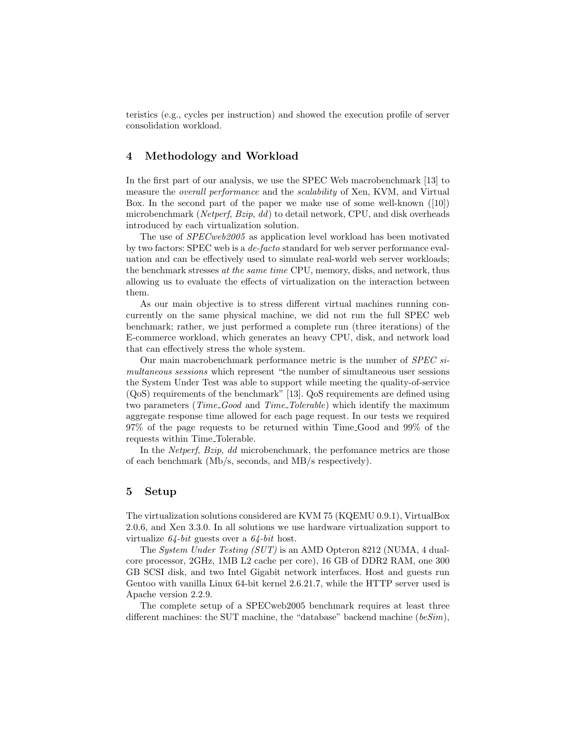teristics (e.g., cycles per instruction) and showed the execution profile of server consolidation workload.

## 4 Methodology and Workload

In the first part of our analysis, we use the SPEC Web macrobenchmark [13] to measure the *overall performance* and the *scalability* of Xen, KVM, and Virtual Box. In the second part of the paper we make use of some well-known ([10]) microbenchmark (*Netperf*, *Bzip*, *dd*) to detail network, CPU, and disk overheads introduced by each virtualization solution.

The use of *SPECweb2005* as application level workload has been motivated by two factors: SPEC web is a *de-facto* standard for web server performance evaluation and can be effectively used to simulate real-world web server workloads; the benchmark stresses *at the same time* CPU, memory, disks, and network, thus allowing us to evaluate the effects of virtualization on the interaction between them.

As our main objective is to stress different virtual machines running concurrently on the same physical machine, we did not run the full SPEC web benchmark; rather, we just performed a complete run (three iterations) of the E-commerce workload, which generates an heavy CPU, disk, and network load that can effectively stress the whole system.

Our main macrobenchmark performance metric is the number of *SPEC simultaneous sessions* which represent "the number of simultaneous user sessions the System Under Test was able to support while meeting the quality-of-service (QoS) requirements of the benchmark" [13]. QoS requirements are defined using two parameters (*Time_Good* and *Time_Tolerable*) which identify the maximum aggregate response time allowed for each page request. In our tests we required 97% of the page requests to be returned within Time_Good and 99% of the requests within Time_Tolerable.

In the *Netperf*, *Bzip*, *dd* microbenchmark, the perfomance metrics are those of each benchmark (Mb/s, seconds, and MB/s respectively).

## 5 Setup

The virtualization solutions considered are KVM 75 (KQEMU 0.9.1), VirtualBox 2.0.6, and Xen 3.3.0. In all solutions we use hardware virtualization support to virtualize *64-bit* guests over a *64-bit* host.

The *System Under Testing (SUT)* is an AMD Opteron 8212 (NUMA, 4 dual-core processor, 2GHz, 1MB L2 cache per core), 16 GB of DDR2 RAM, one 300 GB SCSI disk, and two Intel Gigabit network interfaces. Host and guests run Gentoo with vanilla Linux 64-bit kernel 2.6.21.7, while the HTTP server used is Apache version 2.2.9.

The complete setup of a SPECweb2005 benchmark requires at least three different machines: the SUT machine, the "database" backend machine (*beSim*),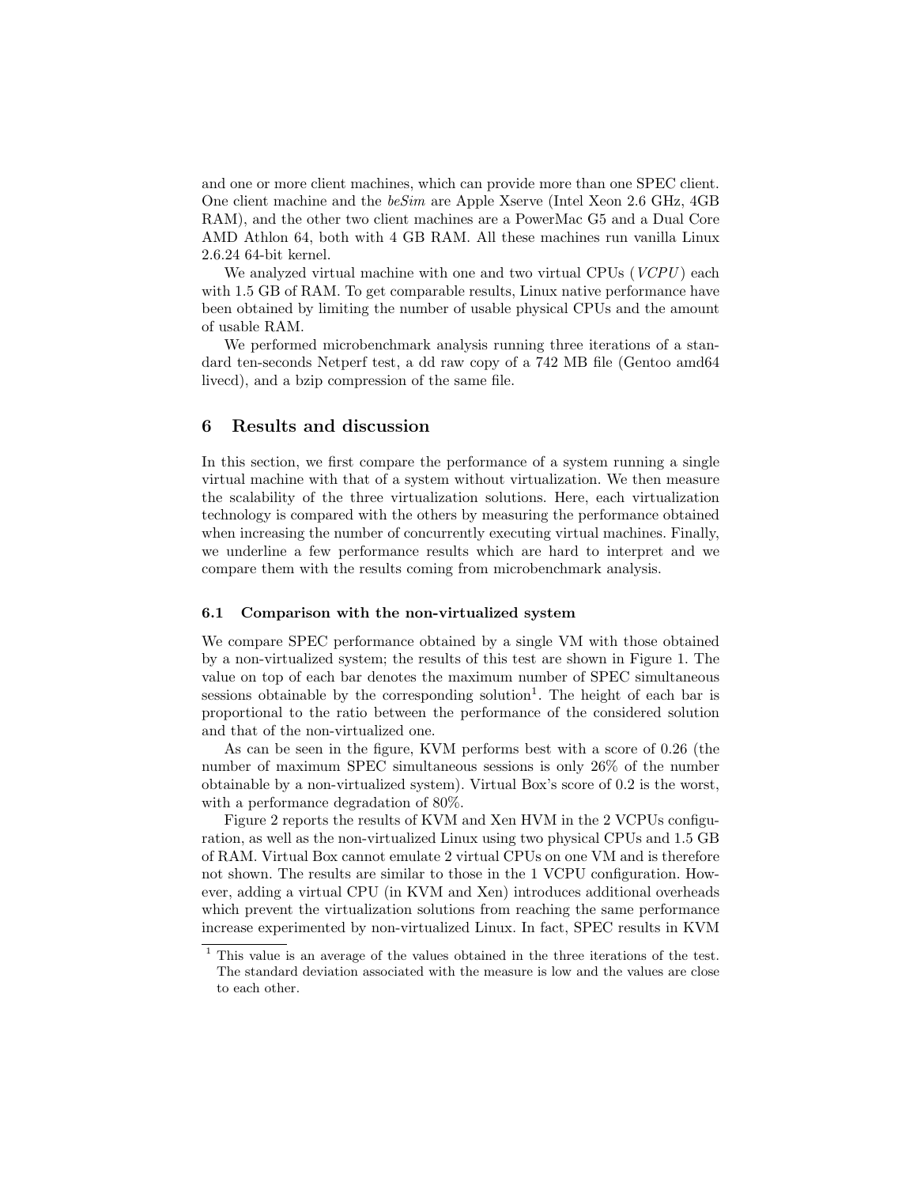and one or more client machines, which can provide more than one SPEC client. One client machine and the *beSim* are Apple Xserve (Intel Xeon 2.6 GHz, 4GB RAM), and the other two client machines are a PowerMac G5 and a Dual Core AMD Athlon 64, both with 4 GB RAM. All these machines run vanilla Linux 2.6.24 64-bit kernel.

We analyzed virtual machine with one and two virtual CPUs (*VCPU*) each with 1.5 GB of RAM. To get comparable results, Linux native performance have been obtained by limiting the number of usable physical CPUs and the amount of usable RAM.

We performed microbenchmark analysis running three iterations of a standard ten-seconds Netperf test, a dd raw copy of a 742 MB file (Gentoo amd64 livecd), and a bzip compression of the same file.

## 6 Results and discussion

In this section, we first compare the performance of a system running a single virtual machine with that of a system without virtualization. We then measure the scalability of the three virtualization solutions. Here, each virtualization technology is compared with the others by measuring the performance obtained when increasing the number of concurrently executing virtual machines. Finally, we underline a few performance results which are hard to interpret and we compare them with the results coming from microbenchmark analysis.

### 6.1 Comparison with the non-virtualized system

We compare SPEC performance obtained by a single VM with those obtained by a non-virtualized system; the results of this test are shown in Figure 1. The value on top of each bar denotes the maximum number of SPEC simultaneous sessions obtainable by the corresponding solution[1]. The height of each bar is proportional to the ratio between the performance of the considered solution and that of the non-virtualized one.

As can be seen in the figure, KVM performs best with a score of 0.26 (the number of maximum SPEC simultaneous sessions is only 26% of the number obtainable by a non-virtualized system). Virtual Box's score of 0.2 is the worst, with a performance degradation of 80%.

Figure 2 reports the results of KVM and Xen HVM in the 2 VCPUs configuration, as well as the non-virtualized Linux using two physical CPUs and 1.5 GB of RAM. Virtual Box cannot emulate 2 virtual CPUs on one VM and is therefore not shown. The results are similar to those in the 1 VCPU configuration. However, adding a virtual CPU (in KVM and Xen) introduces additional overheads which prevent the virtualization solutions from reaching the same performance increase experimented by non-virtualized Linux. In fact, SPEC results in KVM

[1] This value is an average of the values obtained in the three iterations of the test. The standard deviation associated with the measure is low and the values are close to each other.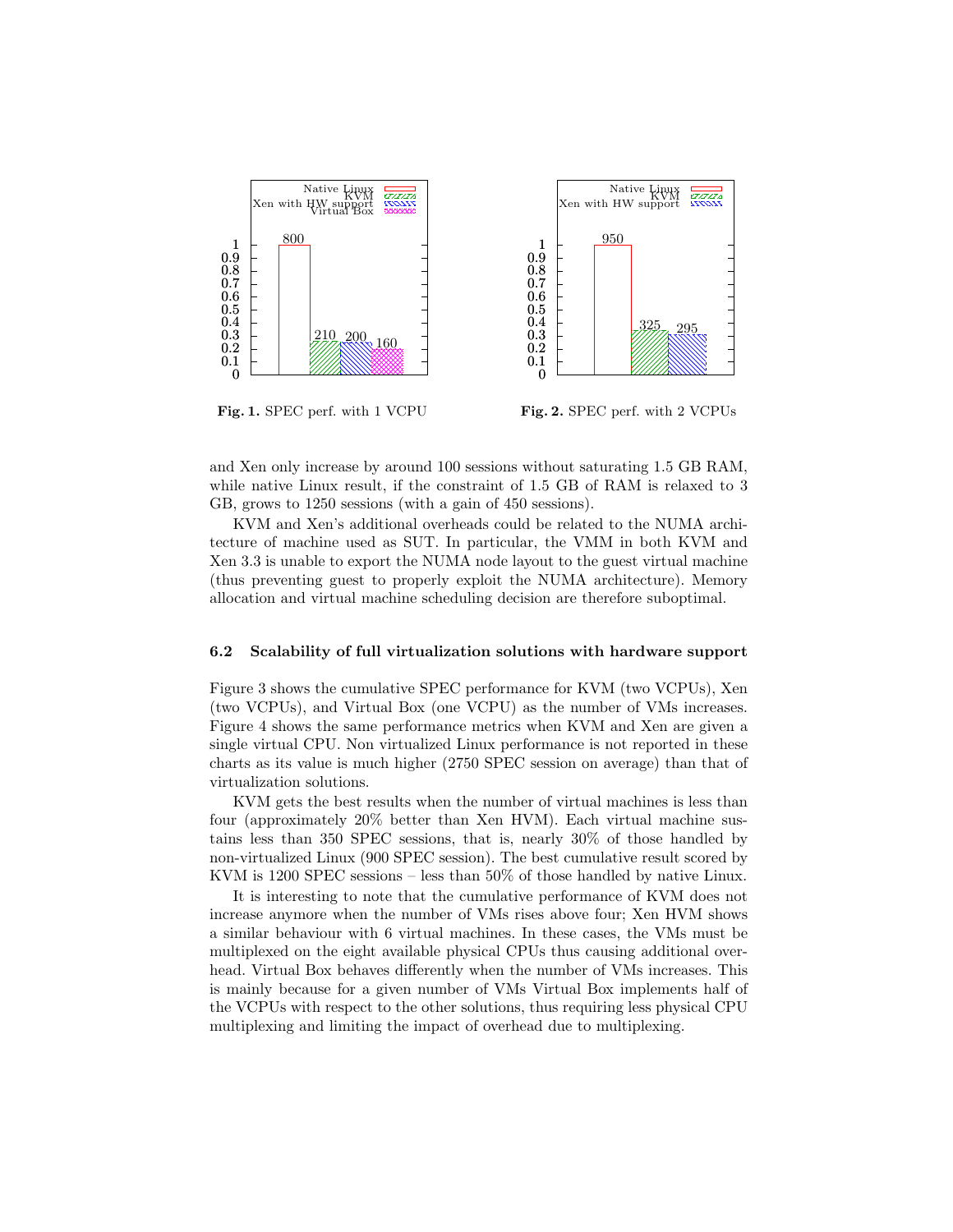**Fig. 1.** SPEC perf. with 1 VCPU

**Fig. 2.** SPEC perf. with 2 VCPUs

and Xen only increase by around 100 sessions without saturating 1.5 GB RAM, while native Linux result, if the constraint of 1.5 GB of RAM is relaxed to 3 GB, grows to 1250 sessions (with a gain of 450 sessions).

KVM and Xen's additional overheads could be related to the NUMA architecture of machine used as SUT. In particular, the VMM in both KVM and Xen 3.3 is unable to export the NUMA node layout to the guest virtual machine (thus preventing guest to properly exploit the NUMA architecture). Memory allocation and virtual machine scheduling decision are therefore suboptimal.

### 6.2 Scalability of full virtualization solutions with hardware support

Figure 3 shows the cumulative SPEC performance for KVM (two VCPUs), Xen (two VCPUs), and Virtual Box (one VCPU) as the number of VMs increases. Figure 4 shows the same performance metrics when KVM and Xen are given a single virtual CPU. Non virtualized Linux performance is not reported in these charts as its value is much higher (2750 SPEC session on average) than that of virtualization solutions.

KVM gets the best results when the number of virtual machines is less than four (approximately 20% better than Xen HVM). Each virtual machine sustains less than 350 SPEC sessions, that is, nearly 30% of those handled by non-virtualized Linux (900 SPEC session). The best cumulative result scored by KVM is 1200 SPEC sessions – less than 50% of those handled by native Linux.

It is interesting to note that the cumulative performance of KVM does not increase anymore when the number of VMs rises above four; Xen HVM shows a similar behaviour with 6 virtual machines. In these cases, the VMs must be multiplexed on the eight available physical CPUs thus causing additional overhead. Virtual Box behaves differently when the number of VMs increases. This is mainly because for a given number of VMs Virtual Box implements half of the VCPUs with respect to the other solutions, thus requiring less physical CPU multiplexing and limiting the impact of overhead due to multiplexing.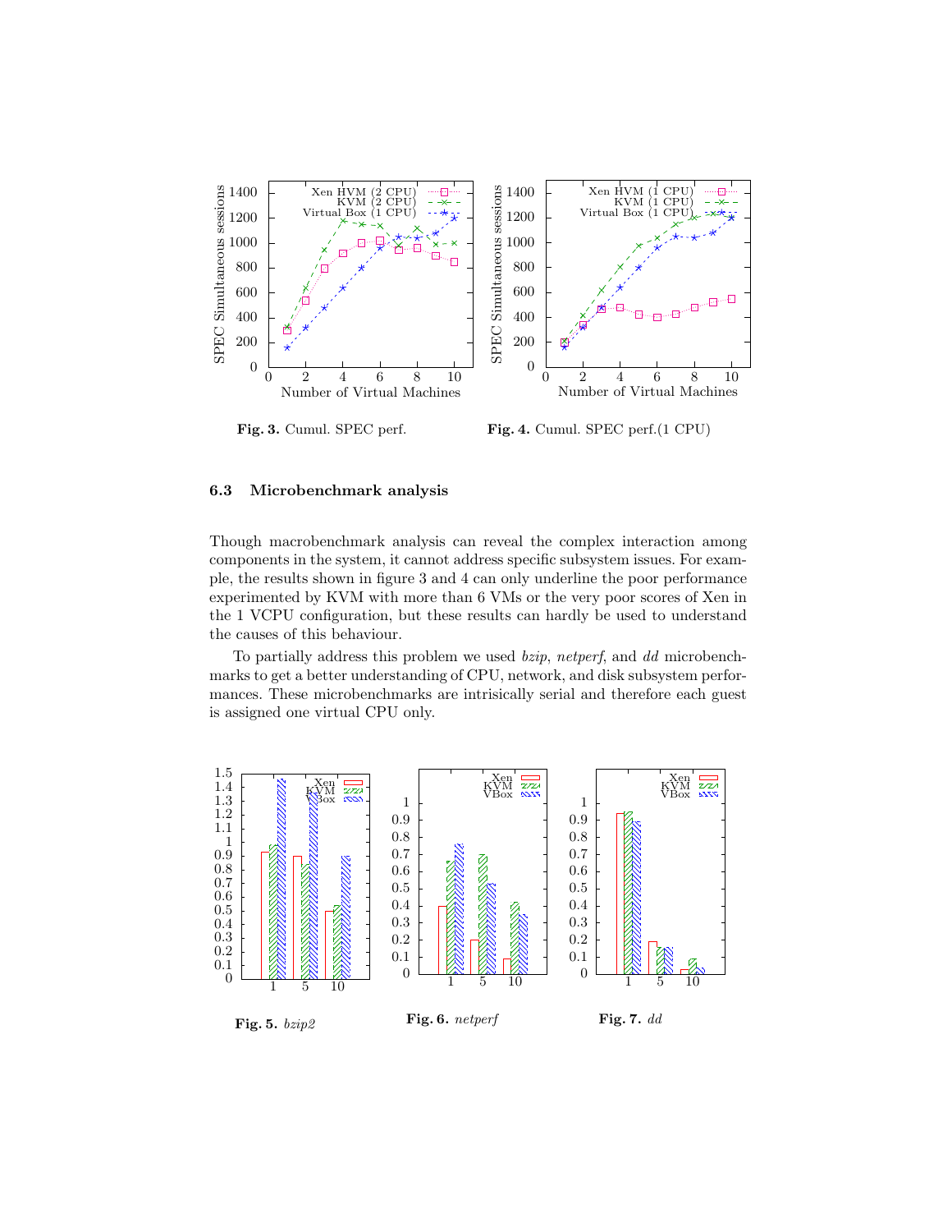**Fig. 3.** Cumul. SPEC perf.

**Fig. 4.** Cumul. SPEC perf.(1 CPU)

### 6.3 Microbenchmark analysis

Though macrobenchmark analysis can reveal the complex interaction among components in the system, it cannot address specific subsystem issues. For example, the results shown in figure 3 and 4 can only underline the poor performance experimented by KVM with more than 6 VMs or the very poor scores of Xen in the 1 VCPU configuration, but these results can hardly be used to understand the causes of this behaviour.

To partially address this problem we used *bzip*, *netperf*, and *dd* microbenchmarks to get a better understanding of CPU, network, and disk subsystem performances. These microbenchmarks are intrisically serial and therefore each guest is assigned one virtual CPU only.

**Fig. 5.** *bzip2*

**Fig. 6.** *netperf*

**Fig. 7.** *dd*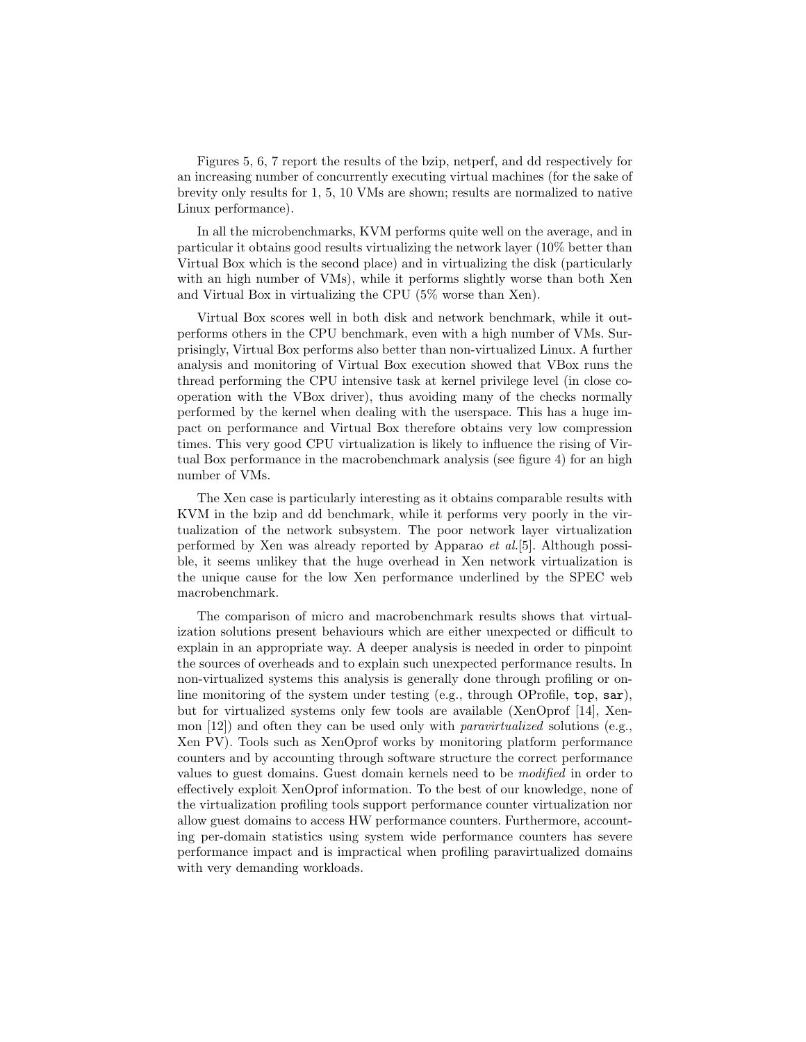Figures 5, 6, 7 report the results of the bzip, netperf, and dd respectively for an increasing number of concurrently executing virtual machines (for the sake of brevity only results for 1, 5, 10 VMs are shown; results are normalized to native Linux performance).

In all the microbenchmarks, KVM performs quite well on the average, and in particular it obtains good results virtualizing the network layer (10% better than Virtual Box which is the second place) and in virtualizing the disk (particularly with an high number of VMs), while it performs slightly worse than both Xen and Virtual Box in virtualizing the CPU (5% worse than Xen).

Virtual Box scores well in both disk and network benchmark, while it outperforms others in the CPU benchmark, even with a high number of VMs. Surprisingly, Virtual Box performs also better than non-virtualized Linux. A further analysis and monitoring of Virtual Box execution showed that VBox runs the thread performing the CPU intensive task at kernel privilege level (in close cooperation with the VBox driver), thus avoiding many of the checks normally performed by the kernel when dealing with the userspace. This has a huge impact on performance and Virtual Box therefore obtains very low compression times. This very good CPU virtualization is likely to influence the rising of Virtual Box performance in the macrobenchmark analysis (see figure 4) for an high number of VMs.

The Xen case is particularly interesting as it obtains comparable results with KVM in the bzip and dd benchmark, while it performs very poorly in the virtualization of the network subsystem. The poor network layer virtualization performed by Xen was already reported by Apparao *et al.*[5]. Although possible, it seems unlikey that the huge overhead in Xen network virtualization is the unique cause for the low Xen performance underlined by the SPEC web macrobenchmark.

The comparison of micro and macrobenchmark results shows that virtualization solutions present behaviours which are either unexpected or difficult to explain in an appropriate way. A deeper analysis is needed in order to pinpoint the sources of overheads and to explain such unexpected performance results. In non-virtualized systems this analysis is generally done through profiling or online monitoring of the system under testing (e.g., through OProfile, `top`, `sar`), but for virtualized systems only few tools are available (XenOprof [14], Xenmon [12]) and often they can be used only with *paravirtualized* solutions (e.g., Xen PV). Tools such as XenOprof works by monitoring platform performance counters and by accounting through software structure the correct performance values to guest domains. Guest domain kernels need to be *modified* in order to effectively exploit XenOprof information. To the best of our knowledge, none of the virtualization profiling tools support performance counter virtualization nor allow guest domains to access HW performance counters. Furthermore, accounting per-domain statistics using system wide performance counters has severe performance impact and is impractical when profiling paravirtualized domains with very demanding workloads.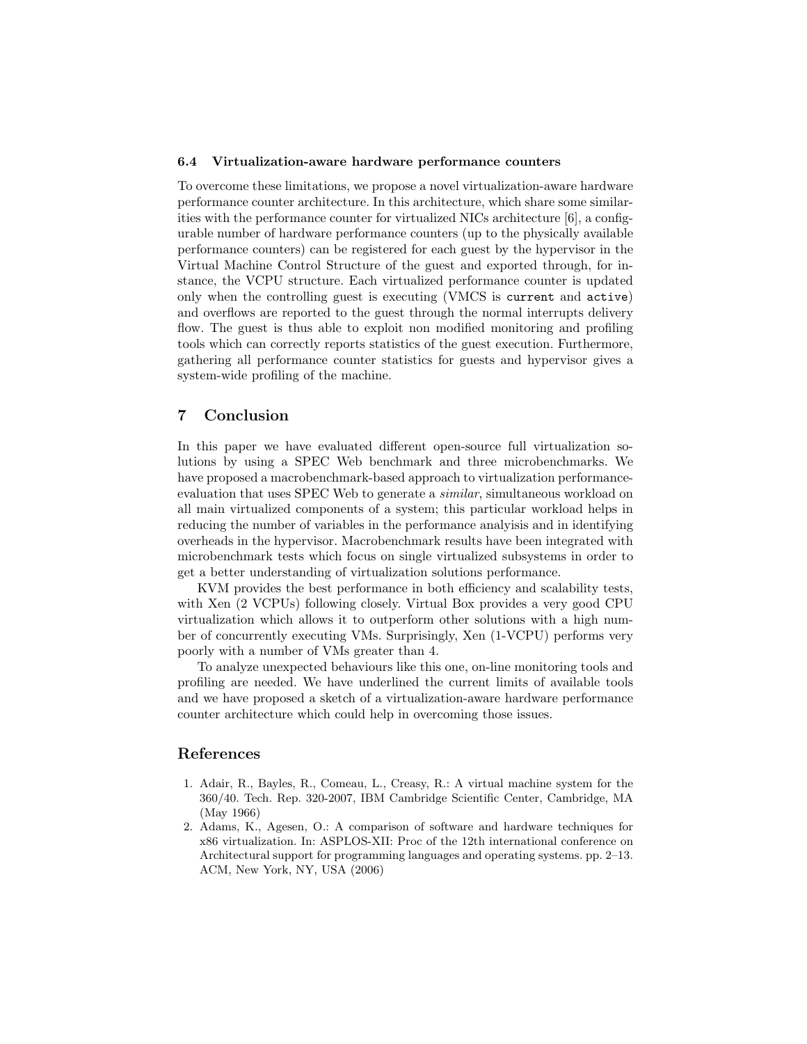### 6.4 Virtualization-aware hardware performance counters

To overcome these limitations, we propose a novel virtualization-aware hardware performance counter architecture. In this architecture, which share some similarities with the performance counter for virtualized NICs architecture [6], a configurable number of hardware performance counters (up to the physically available performance counters) can be registered for each guest by the hypervisor in the Virtual Machine Control Structure of the guest and exported through, for instance, the VCPU structure. Each virtualized performance counter is updated only when the controlling guest is executing (VMCS is `current` and `active`) and overflows are reported to the guest through the normal interrupts delivery flow. The guest is thus able to exploit non modified monitoring and profiling tools which can correctly reports statistics of the guest execution. Furthermore, gathering all performance counter statistics for guests and hypervisor gives a system-wide profiling of the machine.

## 7 Conclusion

In this paper we have evaluated different open-source full virtualization solutions by using a SPEC Web benchmark and three microbenchmarks. We have proposed a macrobenchmark-based approach to virtualization performance-evaluation that uses SPEC Web to generate a *similar*, simultaneous workload on all main virtualized components of a system; this particular workload helps in reducing the number of variables in the performance analyisis and in identifying overheads in the hypervisor. Macrobenchmark results have been integrated with microbenchmark tests which focus on single virtualized subsystems in order to get a better understanding of virtualization solutions performance.

KVM provides the best performance in both efficiency and scalability tests, with Xen (2 VCPUs) following closely. Virtual Box provides a very good CPU virtualization which allows it to outperform other solutions with a high number of concurrently executing VMs. Surprisingly, Xen (1-VCPU) performs very poorly with a number of VMs greater than 4.

To analyze unexpected behaviours like this one, on-line monitoring tools and profiling are needed. We have underlined the current limits of available tools and we have proposed a sketch of a virtualization-aware hardware performance counter architecture which could help in overcoming those issues.

## References

1. Adair, R., Bayles, R., Comeau, L., Creasy, R.: A virtual machine system for the 360/40. Tech. Rep. 320-2007, IBM Cambridge Scientific Center, Cambridge, MA (May 1966)
2. Adams, K., Agesen, O.: A comparison of software and hardware techniques for x86 virtualization. In: ASPLOS-XII: Proc of the 12th international conference on Architectural support for programming languages and operating systems. pp. 2–13. ACM, New York, NY, USA (2006)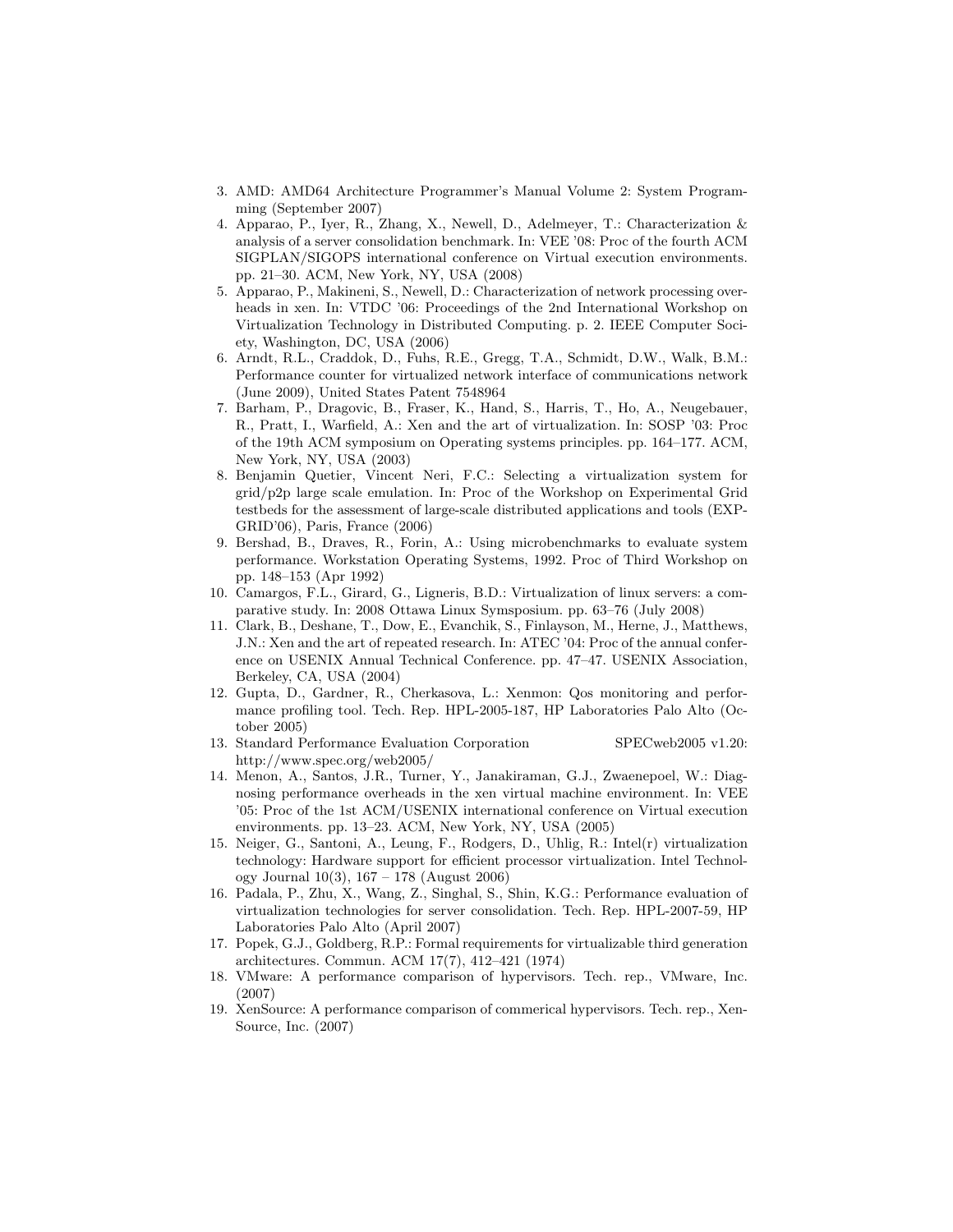3. AMD: AMD64 Architecture Programmer's Manual Volume 2: System Programming (September 2007)
4. Apparao, P., Iyer, R., Zhang, X., Newell, D., Adelmeyer, T.: Characterization & analysis of a server consolidation benchmark. In: VEE '08: Proc of the fourth ACM SIGPLAN/SIGOPS international conference on Virtual execution environments. pp. 21–30. ACM, New York, NY, USA (2008)
5. Apparao, P., Makineni, S., Newell, D.: Characterization of network processing overheads in xen. In: VTDC '06: Proceedings of the 2nd International Workshop on Virtualization Technology in Distributed Computing. p. 2. IEEE Computer Society, Washington, DC, USA (2006)
6. Arndt, R.L., Craddok, D., Fuhs, R.E., Gregg, T.A., Schmidt, D.W., Walk, B.M.: Performance counter for virtualized network interface of communications network (June 2009), United States Patent 7548964
7. Barham, P., Dragovic, B., Fraser, K., Hand, S., Harris, T., Ho, A., Neugebauer, R., Pratt, I., Warfield, A.: Xen and the art of virtualization. In: SOSP '03: Proc of the 19th ACM symposium on Operating systems principles. pp. 164–177. ACM, New York, NY, USA (2003)
8. Benjamin Quetier, Vincent Neri, F.C.: Selecting a virtualization system for grid/p2p large scale emulation. In: Proc of the Workshop on Experimental Grid testbeds for the assessment of large-scale distributed applications and tools (EXPGRID'06), Paris, France (2006)
9. Bershad, B., Draves, R., Forin, A.: Using microbenchmarks to evaluate system performance. Workstation Operating Systems, 1992. Proc of Third Workshop on pp. 148–153 (Apr 1992)
10. Camargos, F.L., Girard, G., Ligneris, B.D.: Virtualization of linux servers: a comparative study. In: 2008 Ottawa Linux Symsposium. pp. 63–76 (July 2008)
11. Clark, B., Deshane, T., Dow, E., Evanchik, S., Finlayson, M., Herne, J., Matthews, J.N.: Xen and the art of repeated research. In: ATEC '04: Proc of the annual conference on USENIX Annual Technical Conference. pp. 47–47. USENIX Association, Berkeley, CA, USA (2004)
12. Gupta, D., Gardner, R., Cherkasova, L.: Xenmon: Qos monitoring and performance profiling tool. Tech. Rep. HPL-2005-187, HP Laboratories Palo Alto (October 2005)
13. Standard Performance Evaluation Corporation SPECweb2005 v1.20: http://www.spec.org/web2005/
14. Menon, A., Santos, J.R., Turner, Y., Janakiraman, G.J., Zwaenepoel, W.: Diagnosing performance overheads in the xen virtual machine environment. In: VEE '05: Proc of the 1st ACM/USENIX international conference on Virtual execution environments. pp. 13–23. ACM, New York, NY, USA (2005)
15. Neiger, G., Santoni, A., Leung, F., Rodgers, D., Uhlig, R.: Intel(r) virtualization technology: Hardware support for efficient processor virtualization. Intel Technology Journal 10(3), 167 – 178 (August 2006)
16. Padala, P., Zhu, X., Wang, Z., Singhal, S., Shin, K.G.: Performance evaluation of virtualization technologies for server consolidation. Tech. Rep. HPL-2007-59, HP Laboratories Palo Alto (April 2007)
17. Popek, G.J., Goldberg, R.P.: Formal requirements for virtualizable third generation architectures. Commun. ACM 17(7), 412–421 (1974)
18. VMware: A performance comparison of hypervisors. Tech. rep., VMware, Inc. (2007)
19. XenSource: A performance comparison of commerical hypervisors. Tech. rep., XenSource, Inc. (2007)